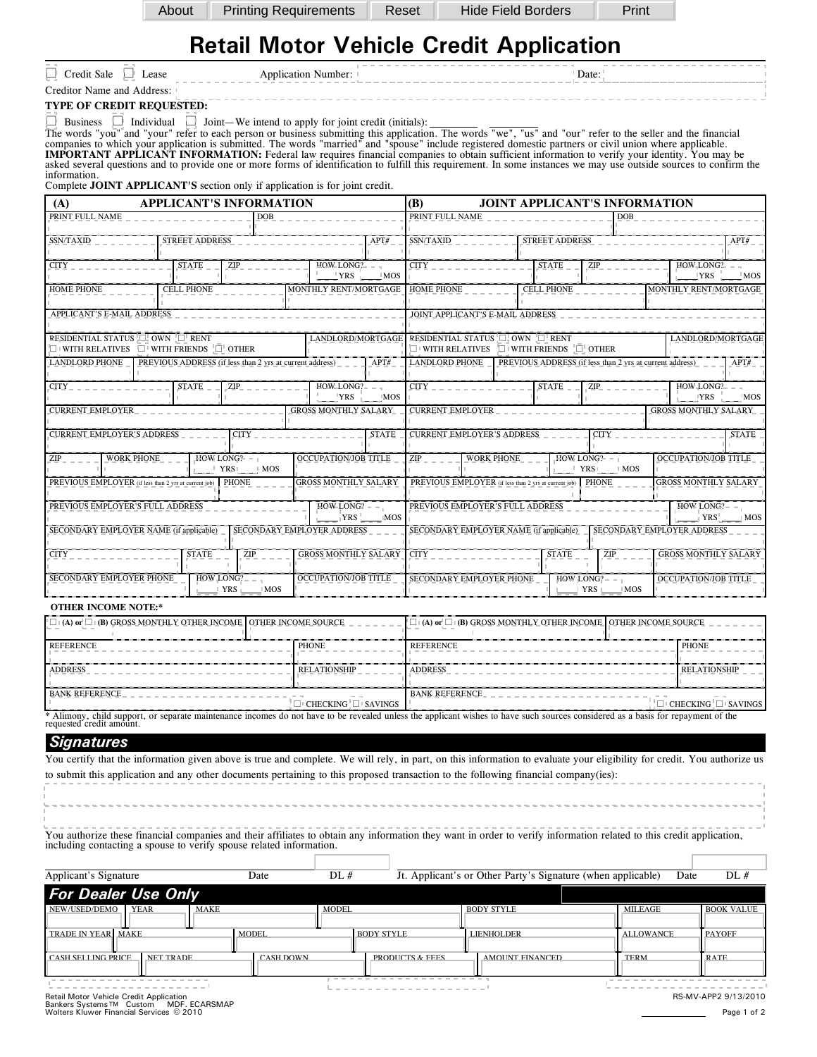About | Printing Requirements | Reset | Hide Field Borders | Print

# Retail Motor Vehicle Credit Application

☐ Credit Sale ☐ Lease Application Number: Date:

Creditor Name and Address:

**TYPE OF CREDIT REQUESTED:**

☐ Business ☐ Individual ☐ Joint—We intend to apply for joint credit (initials): ________ ________

The words "you" and "your" refer to each person or business submitting this application. The words "we", "us" and "our" refer to the seller and the financial companies to which your application is submitted. The words "married" and "spouse" include registered domestic partners or civil union where applicable.

**IMPORTANT APPLICANT INFORMATION:** Federal law requires financial companies to obtain sufficient information to verify your identity. You may be asked several questions and to provide one or more forms of identification to fulfill this requirement. In some instances we may use outside sources to confirm the information.

Complete **JOINT APPLICANT'S** section only if application is for joint credit.

| (A) APPLICANT'S INFORMATION | (B) JOINT APPLICANT'S INFORMATION |
|---|---|
| PRINT FULL NAME / DOB | PRINT FULL NAME / DOB |
| SSN/TAXID / STREET ADDRESS / APT# | SSN/TAXID / STREET ADDRESS / APT# |
| CITY / STATE / ZIP / HOW LONG? ___ YRS ___ MOS | CITY / STATE / ZIP / HOW LONG? ___ YRS ___ MOS |
| HOME PHONE / CELL PHONE / MONTHLY RENT/MORTGAGE | HOME PHONE / CELL PHONE / MONTHLY RENT/MORTGAGE |
| APPLICANT'S E-MAIL ADDRESS | JOINT APPLICANT'S E-MAIL ADDRESS |
| RESIDENTIAL STATUS ☐ OWN ☐ RENT ☐ WITH RELATIVES ☐ WITH FRIENDS ☐ OTHER / LANDLORD/MORTGAGE | RESIDENTIAL STATUS ☐ OWN ☐ RENT ☐ WITH RELATIVES ☐ WITH FRIENDS ☐ OTHER / LANDLORD/MORTGAGE |
| LANDLORD PHONE / PREVIOUS ADDRESS (if less than 2 yrs at current address) / APT# | LANDLORD PHONE / PREVIOUS ADDRESS (if less than 2 yrs at current address) / APT# |
| CITY / STATE / ZIP / HOW LONG? ___ YRS ___ MOS | CITY / STATE / ZIP / HOW LONG? ___ YRS ___ MOS |
| CURRENT EMPLOYER / GROSS MONTHLY SALARY | CURRENT EMPLOYER / GROSS MONTHLY SALARY |
| CURRENT EMPLOYER'S ADDRESS / CITY / STATE | CURRENT EMPLOYER'S ADDRESS / CITY / STATE |
| ZIP / WORK PHONE / HOW LONG? ___ YRS ___ MOS / OCCUPATION/JOB TITLE | ZIP / WORK PHONE / HOW LONG? ___ YRS ___ MOS / OCCUPATION/JOB TITLE |
| PREVIOUS EMPLOYER (if less than 2 yrs at current job) / PHONE / GROSS MONTHLY SALARY | PREVIOUS EMPLOYER (if less than 2 yrs at current job) / PHONE / GROSS MONTHLY SALARY |
| PREVIOUS EMPLOYER'S FULL ADDRESS / HOW LONG? ___ YRS ___ MOS | PREVIOUS EMPLOYER'S FULL ADDRESS / HOW LONG? ___ YRS ___ MOS |
| SECONDARY EMPLOYER NAME (if applicable) / SECONDARY EMPLOYER ADDRESS | SECONDARY EMPLOYER NAME (if applicable) / SECONDARY EMPLOYER ADDRESS |
| CITY / STATE / ZIP / GROSS MONTHLY SALARY | CITY / STATE / ZIP / GROSS MONTHLY SALARY |
| SECONDARY EMPLOYER PHONE / HOW LONG? ___ YRS ___ MOS / OCCUPATION/JOB TITLE | SECONDARY EMPLOYER PHONE / HOW LONG? ___ YRS ___ MOS / OCCUPATION/JOB TITLE |

**OTHER INCOME NOTE:***

| | |
|---|---|
| ☐ (A) or ☐ (B) GROSS MONTHLY OTHER INCOME / OTHER INCOME SOURCE | ☐ (A) or ☐ (B) GROSS MONTHLY OTHER INCOME / OTHER INCOME SOURCE |
| REFERENCE / PHONE | REFERENCE / PHONE |
| ADDRESS / RELATIONSHIP | ADDRESS / RELATIONSHIP |
| BANK REFERENCE ☐ CHECKING ☐ SAVINGS | BANK REFERENCE ☐ CHECKING ☐ SAVINGS |

\* Alimony, child support, or separate maintenance incomes do not have to be revealed unless the applicant wishes to have such sources considered as a basis for repayment of the requested credit amount.

## Signatures

You certify that the information given above is true and complete. We will rely, in part, on this information to evaluate your eligibility for credit. You authorize us to submit this application and any other documents pertaining to this proposed transaction to the following financial company(ies):

You authorize these financial companies and their affiliates to obtain any information they want in order to verify information related to this credit application, including contacting a spouse to verify spouse related information.

| Applicant's Signature | Date | DL # | Jt. Applicant's or Other Party's Signature (when applicable) | Date | DL # |
|---|---|---|---|---|---|

## For Dealer Use Only

| NEW/USED/DEMO | YEAR | MAKE | MODEL | BODY STYLE | MILEAGE | BOOK VALUE |
|---|---|---|---|---|---|---|
| | | | | | | |

| TRADE IN YEAR | MAKE | MODEL | BODY STYLE | LIENHOLDER | ALLOWANCE | PAYOFF |
|---|---|---|---|---|---|---|
| | | | | | | |

| CASH SELLING PRICE | NET TRADE | CASH DOWN | PRODUCTS & FEES | AMOUNT FINANCED | TERM | RATE |
|---|---|---|---|---|---|---|
| | | | | | | |

Retail Motor Vehicle Credit Application
Bankers Systems™ Custom MDF, ECARSMAP
Wolters Kluwer Financial Services © 2010

RS-MV-APP2 9/13/2010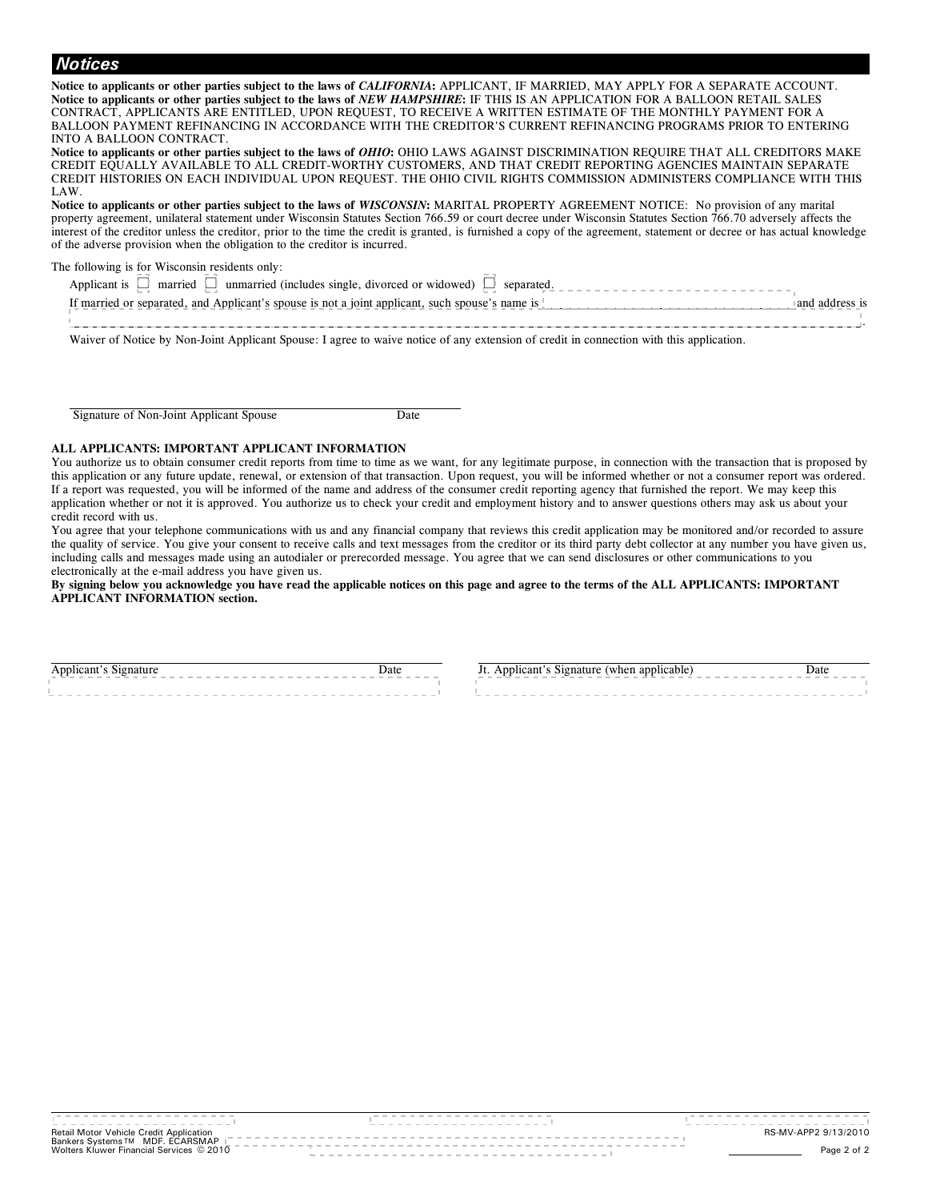## Notices

**Notice to applicants or other parties subject to the laws of *CALIFORNIA*:** APPLICANT, IF MARRIED, MAY APPLY FOR A SEPARATE ACCOUNT.
**Notice to applicants or other parties subject to the laws of *NEW HAMPSHIRE*:** IF THIS IS AN APPLICATION FOR A BALLOON RETAIL SALES CONTRACT, APPLICANTS ARE ENTITLED, UPON REQUEST, TO RECEIVE A WRITTEN ESTIMATE OF THE MONTHLY PAYMENT FOR A BALLOON PAYMENT REFINANCING IN ACCORDANCE WITH THE CREDITOR'S CURRENT REFINANCING PROGRAMS PRIOR TO ENTERING INTO A BALLOON CONTRACT.
**Notice to applicants or other parties subject to the laws of *OHIO*:** OHIO LAWS AGAINST DISCRIMINATION REQUIRE THAT ALL CREDITORS MAKE CREDIT EQUALLY AVAILABLE TO ALL CREDIT-WORTHY CUSTOMERS, AND THAT CREDIT REPORTING AGENCIES MAINTAIN SEPARATE CREDIT HISTORIES ON EACH INDIVIDUAL UPON REQUEST. THE OHIO CIVIL RIGHTS COMMISSION ADMINISTERS COMPLIANCE WITH THIS LAW.
**Notice to applicants or other parties subject to the laws of *WISCONSIN*:** MARITAL PROPERTY AGREEMENT NOTICE: No provision of any marital property agreement, unilateral statement under Wisconsin Statutes Section 766.59 or court decree under Wisconsin Statutes Section 766.70 adversely affects the interest of the creditor unless the creditor, prior to the time the credit is granted, is furnished a copy of the agreement, statement or decree or has actual knowledge of the adverse provision when the obligation to the creditor is incurred.

The following is for Wisconsin residents only:

Applicant is ☐ married ☐ unmarried (includes single, divorced or widowed) ☐ separated.

If married or separated, and Applicant's spouse is not a joint applicant, such spouse's name is ______________________ and address is ______________________________________________.

Waiver of Notice by Non-Joint Applicant Spouse: I agree to waive notice of any extension of credit in connection with this application.

Signature of Non-Joint Applicant Spouse    Date

**ALL APPLICANTS: IMPORTANT APPLICANT INFORMATION**

You authorize us to obtain consumer credit reports from time to time as we want, for any legitimate purpose, in connection with the transaction that is proposed by this application or any future update, renewal, or extension of that transaction. Upon request, you will be informed whether or not a consumer report was ordered. If a report was requested, you will be informed of the name and address of the consumer credit reporting agency that furnished the report. We may keep this application whether or not it is approved. You authorize us to check your credit and employment history and to answer questions others may ask us about your credit record with us.

You agree that your telephone communications with us and any financial company that reviews this credit application may be monitored and/or recorded to assure the quality of service. You give your consent to receive calls and text messages from the creditor or its third party debt collector at any number you have given us, including calls and messages made using an autodialer or prerecorded message. You agree that we can send disclosures or other communications to you electronically at the e-mail address you have given us.

**By signing below you acknowledge you have read the applicable notices on this page and agree to the terms of the ALL APPLICANTS: IMPORTANT APPLICANT INFORMATION section.**

Applicant's Signature    Date

Jt. Applicant's Signature (when applicable)    Date

Retail Motor Vehicle Credit Application
Bankers Systems™ MDF. ECARSMAP
Wolters Kluwer Financial Services © 2010

RS-MV-APP2 9/13/2010